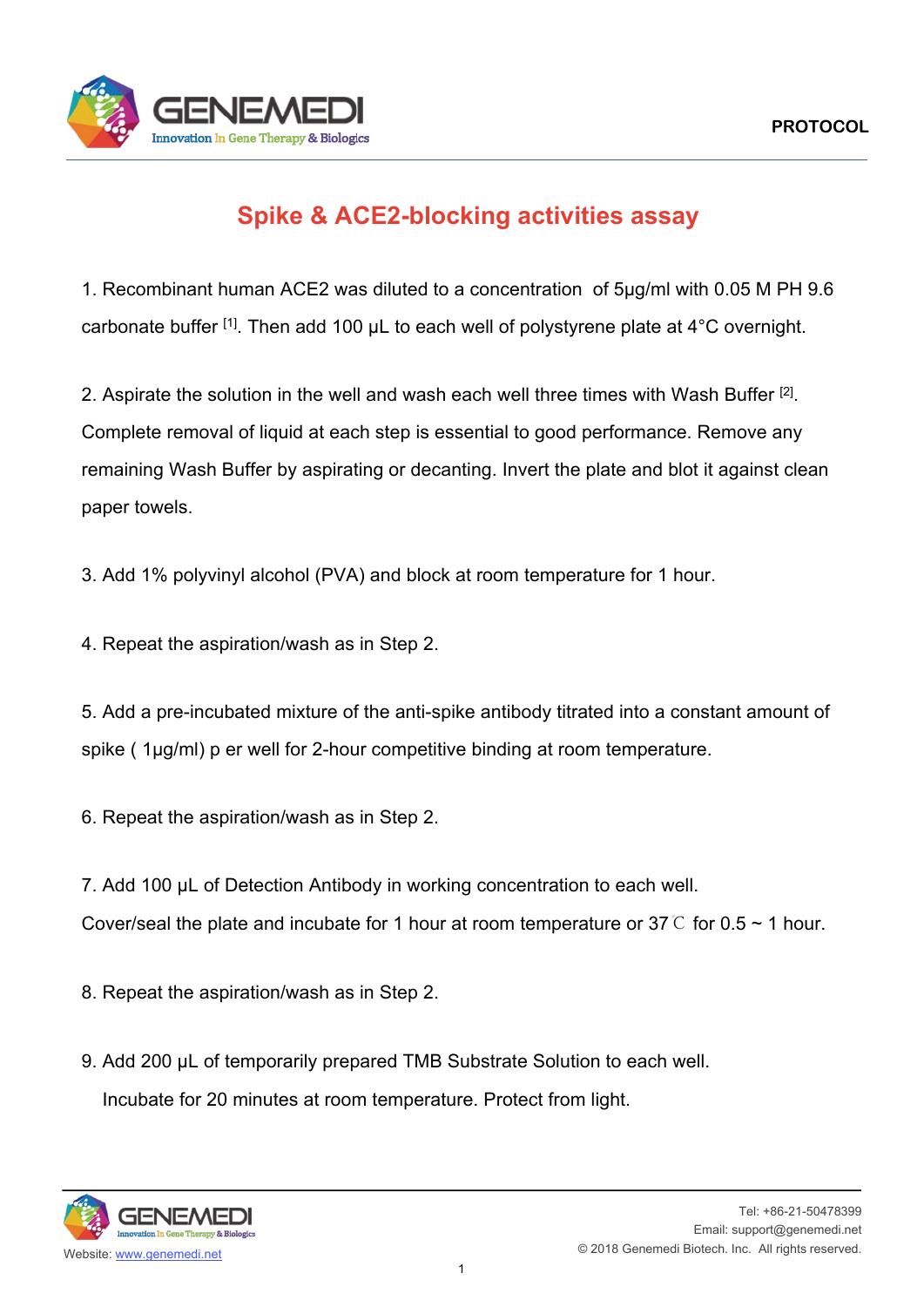# Spike & ACE2-blocking activities assay

1. Recombinant human ACE2 was diluted to a concentration of 5μg/ml with 0.05 M PH 9.6 carbonate buffer [1]. Then add 100 μL to each well of polystyrene plate at 4°C overnight.

2. Aspirate the solution in the well and wash each well three times with Wash Buffer [2]. Complete removal of liquid at each step is essential to good performance. Remove any remaining Wash Buffer by aspirating or decanting. Invert the plate and blot it against clean paper towels.

3. Add 1% polyvinyl alcohol (PVA) and block at room temperature for 1 hour.

4. Repeat the aspiration/wash as in Step 2.

5. Add a pre-incubated mixture of the anti-spike antibody titrated into a constant amount of spike ( 1μg/ml) p er well for 2-hour competitive binding at room temperature.

6. Repeat the aspiration/wash as in Step 2.

7. Add 100 μL of Detection Antibody in working concentration to each well.
Cover/seal the plate and incubate for 1 hour at room temperature or 37℃ for 0.5 ~ 1 hour.

8. Repeat the aspiration/wash as in Step 2.

9. Add 200 μL of temporarily prepared TMB Substrate Solution to each well.
Incubate for 20 minutes at room temperature. Protect from light.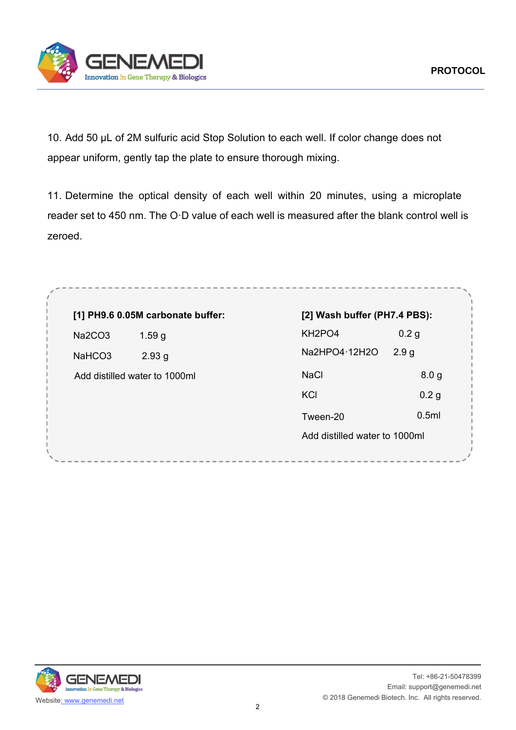10. Add 50 μL of 2M sulfuric acid Stop Solution to each well. If color change does not appear uniform, gently tap the plate to ensure thorough mixing.

11. Determine the optical density of each well within 20 minutes, using a microplate reader set to 450 nm. The O·D value of each well is measured after the blank control well is zeroed.

**[1] PH9.6 0.05M carbonate buffer:**

| | |
|---|---|
| $Na_2CO_3$ | 1.59 g |
| $NaHCO_3$ | 2.93 g |

Add distilled water to 1000ml

**[2] Wash buffer (PH7.4 PBS):**

| | |
|---|---|
| $KH_2PO_4$ | 0.2 g |
| $Na_2HPO_4 \cdot 12H_2O$ | 2.9 g |
| NaCl | 8.0 g |
| KCl | 0.2 g |
| Tween-20 | 0.5ml |

Add distilled water to 1000ml